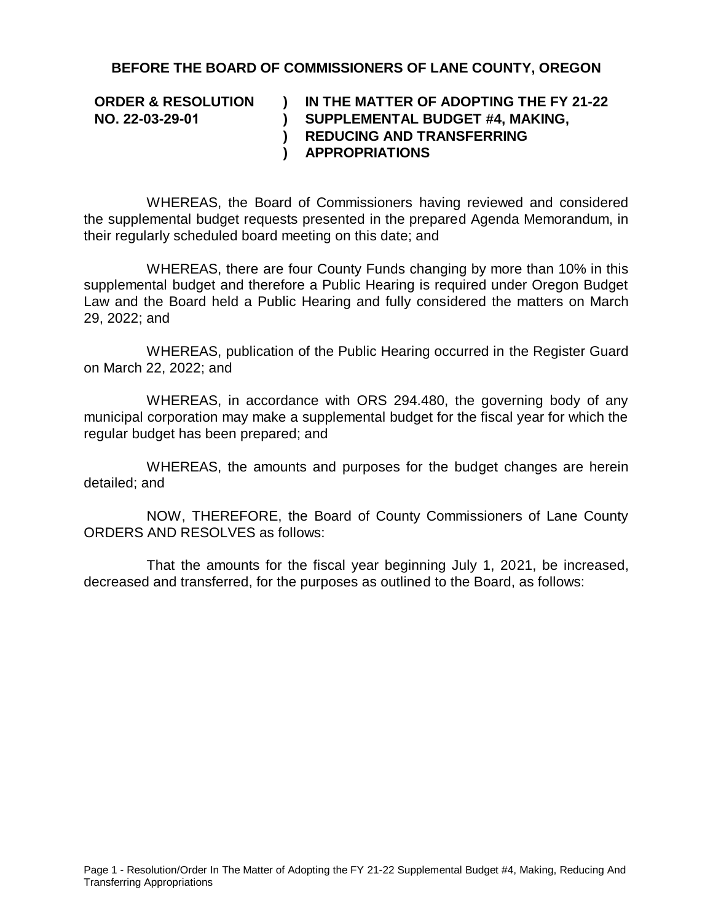**BEFORE THE BOARD OF COMMISSIONERS OF LANE COUNTY, OREGON**

| | | |
|---|---|---|
| **ORDER & RESOLUTION NO. 22-03-29-01** | **)**<br>**)**<br>**)**<br>**)** | **IN THE MATTER OF ADOPTING THE FY 21-22 SUPPLEMENTAL BUDGET #4, MAKING, REDUCING AND TRANSFERRING APPROPRIATIONS** |

WHEREAS, the Board of Commissioners having reviewed and considered the supplemental budget requests presented in the prepared Agenda Memorandum, in their regularly scheduled board meeting on this date; and

WHEREAS, there are four County Funds changing by more than 10% in this supplemental budget and therefore a Public Hearing is required under Oregon Budget Law and the Board held a Public Hearing and fully considered the matters on March 29, 2022; and

WHEREAS, publication of the Public Hearing occurred in the Register Guard on March 22, 2022; and

WHEREAS, in accordance with ORS 294.480, the governing body of any municipal corporation may make a supplemental budget for the fiscal year for which the regular budget has been prepared; and

WHEREAS, the amounts and purposes for the budget changes are herein detailed; and

NOW, THEREFORE, the Board of County Commissioners of Lane County ORDERS AND RESOLVES as follows:

That the amounts for the fiscal year beginning July 1, 2021, be increased, decreased and transferred, for the purposes as outlined to the Board, as follows: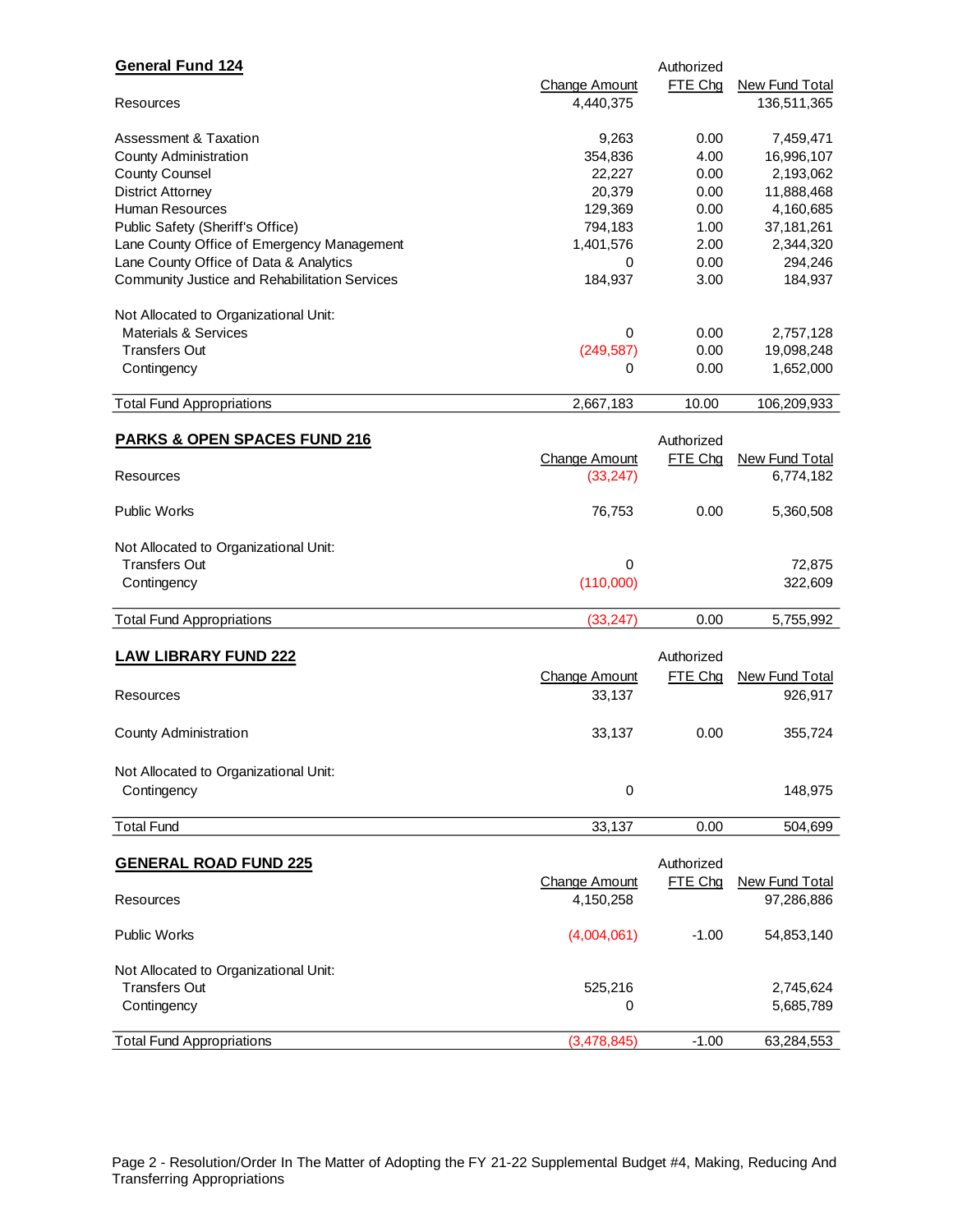## General Fund 124

| | Change Amount | Authorized FTE Chg | New Fund Total |
|---|---|---|---|
| Resources | 4,440,375 | | 136,511,365 |
| | | | |
| Assessment & Taxation | 9,263 | 0.00 | 7,459,471 |
| County Administration | 354,836 | 4.00 | 16,996,107 |
| County Counsel | 22,227 | 0.00 | 2,193,062 |
| District Attorney | 20,379 | 0.00 | 11,888,468 |
| Human Resources | 129,369 | 0.00 | 4,160,685 |
| Public Safety (Sheriff's Office) | 794,183 | 1.00 | 37,181,261 |
| Lane County Office of Emergency Management | 1,401,576 | 2.00 | 2,344,320 |
| Lane County Office of Data & Analytics | 0 | 0.00 | 294,246 |
| Community Justice and Rehabilitation Services | 184,937 | 3.00 | 184,937 |
| | | | |
| Not Allocated to Organizational Unit: | | | |
| Materials & Services | 0 | 0.00 | 2,757,128 |
| Transfers Out | (249,587) | 0.00 | 19,098,248 |
| Contingency | 0 | 0.00 | 1,652,000 |
| | | | |
| Total Fund Appropriations | 2,667,183 | 10.00 | 106,209,933 |

## PARKS & OPEN SPACES FUND 216

| | Change Amount | Authorized FTE Chg | New Fund Total |
|---|---|---|---|
| Resources | (33,247) | | 6,774,182 |
| | | | |
| Public Works | 76,753 | 0.00 | 5,360,508 |
| | | | |
| Not Allocated to Organizational Unit: | | | |
| Transfers Out | 0 | | 72,875 |
| Contingency | (110,000) | | 322,609 |
| | | | |
| Total Fund Appropriations | (33,247) | 0.00 | 5,755,992 |

## LAW LIBRARY FUND 222

| | Change Amount | Authorized FTE Chg | New Fund Total |
|---|---|---|---|
| Resources | 33,137 | | 926,917 |
| | | | |
| County Administration | 33,137 | 0.00 | 355,724 |
| | | | |
| Not Allocated to Organizational Unit: | | | |
| Contingency | 0 | | 148,975 |
| | | | |
| Total Fund | 33,137 | 0.00 | 504,699 |

## GENERAL ROAD FUND 225

| | Change Amount | Authorized FTE Chg | New Fund Total |
|---|---|---|---|
| Resources | 4,150,258 | | 97,286,886 |
| | | | |
| Public Works | (4,004,061) | -1.00 | 54,853,140 |
| | | | |
| Not Allocated to Organizational Unit: | | | |
| Transfers Out | 525,216 | | 2,745,624 |
| Contingency | 0 | | 5,685,789 |
| | | | |
| Total Fund Appropriations | (3,478,845) | -1.00 | 63,284,553 |

Page 2 - Resolution/Order In The Matter of Adopting the FY 21-22 Supplemental Budget #4, Making, Reducing And Transferring Appropriations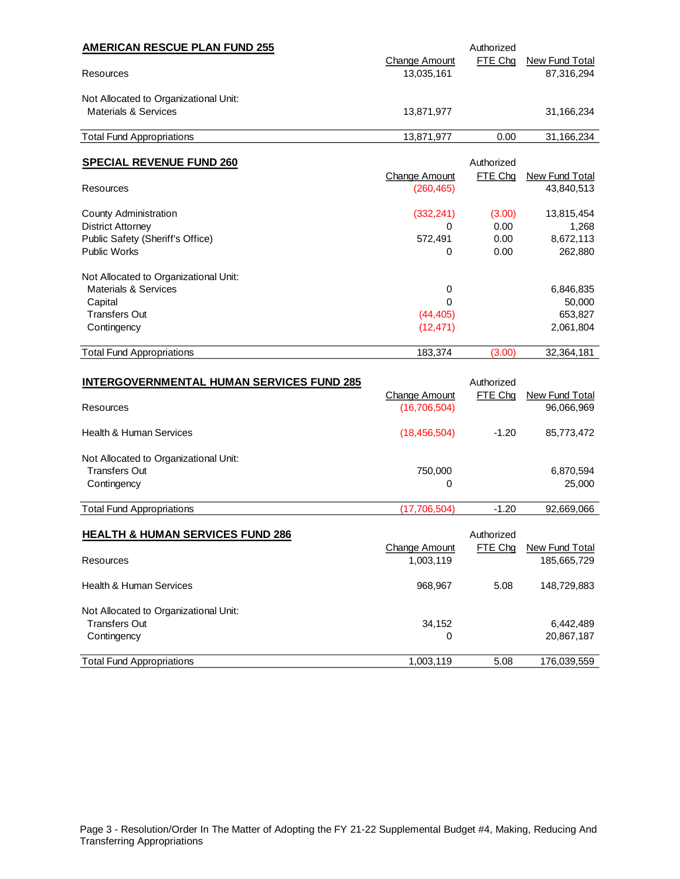## AMERICAN RESCUE PLAN FUND 255

| | Change Amount | Authorized FTE Chg | New Fund Total |
|---|---|---|---|
| Resources | 13,035,161 | | 87,316,294 |
| Not Allocated to Organizational Unit: | | | |
| Materials & Services | 13,871,977 | | 31,166,234 |
| Total Fund Appropriations | 13,871,977 | 0.00 | 31,166,234 |

## SPECIAL REVENUE FUND 260

| | Change Amount | Authorized FTE Chg | New Fund Total |
|---|---|---|---|
| Resources | (260,465) | | 43,840,513 |
| County Administration | (332,241) | (3.00) | 13,815,454 |
| District Attorney | 0 | 0.00 | 1,268 |
| Public Safety (Sheriff's Office) | 572,491 | 0.00 | 8,672,113 |
| Public Works | 0 | 0.00 | 262,880 |
| Not Allocated to Organizational Unit: | | | |
| Materials & Services | 0 | | 6,846,835 |
| Capital | 0 | | 50,000 |
| Transfers Out | (44,405) | | 653,827 |
| Contingency | (12,471) | | 2,061,804 |
| Total Fund Appropriations | 183,374 | (3.00) | 32,364,181 |

## INTERGOVERNMENTAL HUMAN SERVICES FUND 285

| | Change Amount | Authorized FTE Chg | New Fund Total |
|---|---|---|---|
| Resources | (16,706,504) | | 96,066,969 |
| Health & Human Services | (18,456,504) | -1.20 | 85,773,472 |
| Not Allocated to Organizational Unit: | | | |
| Transfers Out | 750,000 | | 6,870,594 |
| Contingency | 0 | | 25,000 |
| Total Fund Appropriations | (17,706,504) | -1.20 | 92,669,066 |

## HEALTH & HUMAN SERVICES FUND 286

| | Change Amount | Authorized FTE Chg | New Fund Total |
|---|---|---|---|
| Resources | 1,003,119 | | 185,665,729 |
| Health & Human Services | 968,967 | 5.08 | 148,729,883 |
| Not Allocated to Organizational Unit: | | | |
| Transfers Out | 34,152 | | 6,442,489 |
| Contingency | 0 | | 20,867,187 |
| Total Fund Appropriations | 1,003,119 | 5.08 | 176,039,559 |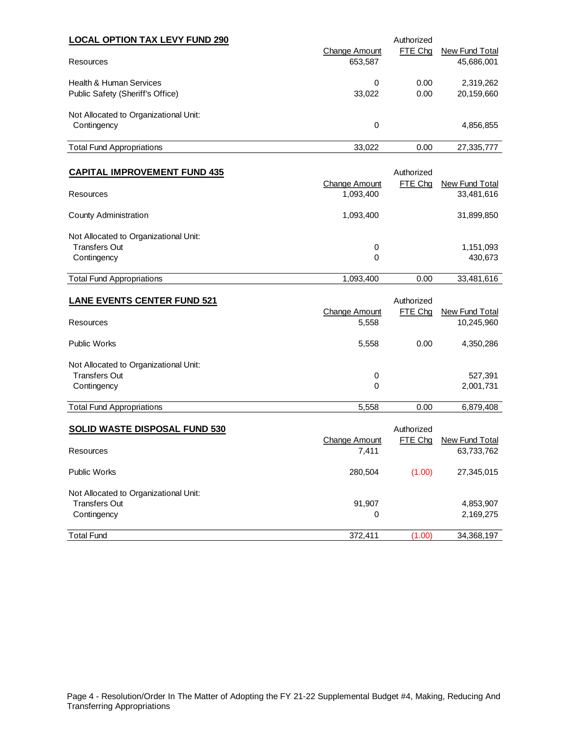## LOCAL OPTION TAX LEVY FUND 290

| | Change Amount | Authorized FTE Chg | New Fund Total |
|---|---|---|---|
| Resources | 653,587 | | 45,686,001 |
| Health & Human Services | 0 | 0.00 | 2,319,262 |
| Public Safety (Sheriff's Office) | 33,022 | 0.00 | 20,159,660 |
| Not Allocated to Organizational Unit: | | | |
| Contingency | 0 | | 4,856,855 |
| Total Fund Appropriations | 33,022 | 0.00 | 27,335,777 |

## CAPITAL IMPROVEMENT FUND 435

| | Change Amount | Authorized FTE Chg | New Fund Total |
|---|---|---|---|
| Resources | 1,093,400 | | 33,481,616 |
| County Administration | 1,093,400 | | 31,899,850 |
| Not Allocated to Organizational Unit: | | | |
| Transfers Out | 0 | | 1,151,093 |
| Contingency | 0 | | 430,673 |
| Total Fund Appropriations | 1,093,400 | 0.00 | 33,481,616 |

## LANE EVENTS CENTER FUND 521

| | Change Amount | Authorized FTE Chg | New Fund Total |
|---|---|---|---|
| Resources | 5,558 | | 10,245,960 |
| Public Works | 5,558 | 0.00 | 4,350,286 |
| Not Allocated to Organizational Unit: | | | |
| Transfers Out | 0 | | 527,391 |
| Contingency | 0 | | 2,001,731 |
| Total Fund Appropriations | 5,558 | 0.00 | 6,879,408 |

## SOLID WASTE DISPOSAL FUND 530

| | Change Amount | Authorized FTE Chg | New Fund Total |
|---|---|---|---|
| Resources | 7,411 | | 63,733,762 |
| Public Works | 280,504 | (1.00) | 27,345,015 |
| Not Allocated to Organizational Unit: | | | |
| Transfers Out | 91,907 | | 4,853,907 |
| Contingency | 0 | | 2,169,275 |
| Total Fund | 372,411 | (1.00) | 34,368,197 |

Page 4 - Resolution/Order In The Matter of Adopting the FY 21-22 Supplemental Budget #4, Making, Reducing And Transferring Appropriations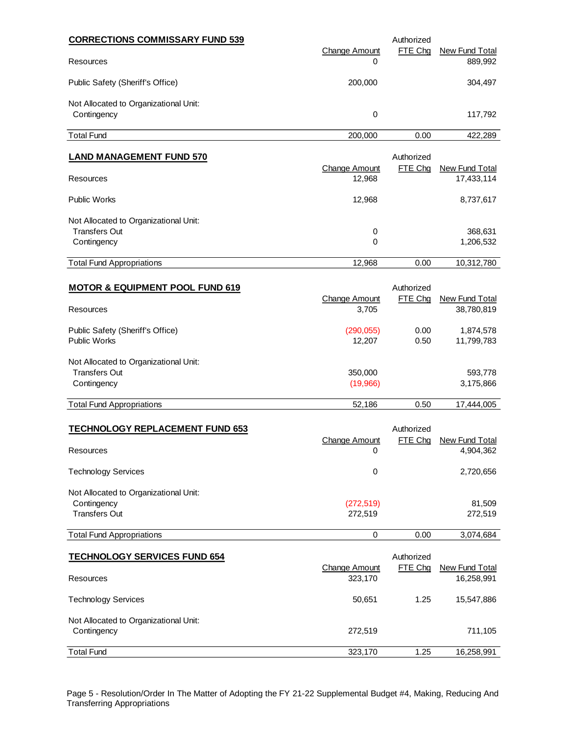## CORRECTIONS COMMISSARY FUND 539

| | Change Amount | Authorized FTE Chg | New Fund Total |
|---|---|---|---|
| Resources | 0 | | 889,992 |
| Public Safety (Sheriff's Office) | 200,000 | | 304,497 |
| Not Allocated to Organizational Unit: | | | |
| Contingency | 0 | | 117,792 |
| Total Fund | 200,000 | 0.00 | 422,289 |

## LAND MANAGEMENT FUND 570

| | Change Amount | Authorized FTE Chg | New Fund Total |
|---|---|---|---|
| Resources | 12,968 | | 17,433,114 |
| Public Works | 12,968 | | 8,737,617 |
| Not Allocated to Organizational Unit: | | | |
| Transfers Out | 0 | | 368,631 |
| Contingency | 0 | | 1,206,532 |
| Total Fund Appropriations | 12,968 | 0.00 | 10,312,780 |

## MOTOR & EQUIPMENT POOL FUND 619

| | Change Amount | Authorized FTE Chg | New Fund Total |
|---|---|---|---|
| Resources | 3,705 | | 38,780,819 |
| Public Safety (Sheriff's Office) | (290,055) | 0.00 | 1,874,578 |
| Public Works | 12,207 | 0.50 | 11,799,783 |
| Not Allocated to Organizational Unit: | | | |
| Transfers Out | 350,000 | | 593,778 |
| Contingency | (19,966) | | 3,175,866 |
| Total Fund Appropriations | 52,186 | 0.50 | 17,444,005 |

## TECHNOLOGY REPLACEMENT FUND 653

| | Change Amount | Authorized FTE Chg | New Fund Total |
|---|---|---|---|
| Resources | 0 | | 4,904,362 |
| Technology Services | 0 | | 2,720,656 |
| Not Allocated to Organizational Unit: | | | |
| Contingency | (272,519) | | 81,509 |
| Transfers Out | 272,519 | | 272,519 |
| Total Fund Appropriations | 0 | 0.00 | 3,074,684 |

## TECHNOLOGY SERVICES FUND 654

| | Change Amount | Authorized FTE Chg | New Fund Total |
|---|---|---|---|
| Resources | 323,170 | | 16,258,991 |
| Technology Services | 50,651 | 1.25 | 15,547,886 |
| Not Allocated to Organizational Unit: | | | |
| Contingency | 272,519 | | 711,105 |
| Total Fund | 323,170 | 1.25 | 16,258,991 |

Page 5 - Resolution/Order In The Matter of Adopting the FY 21-22 Supplemental Budget #4, Making, Reducing And Transferring Appropriations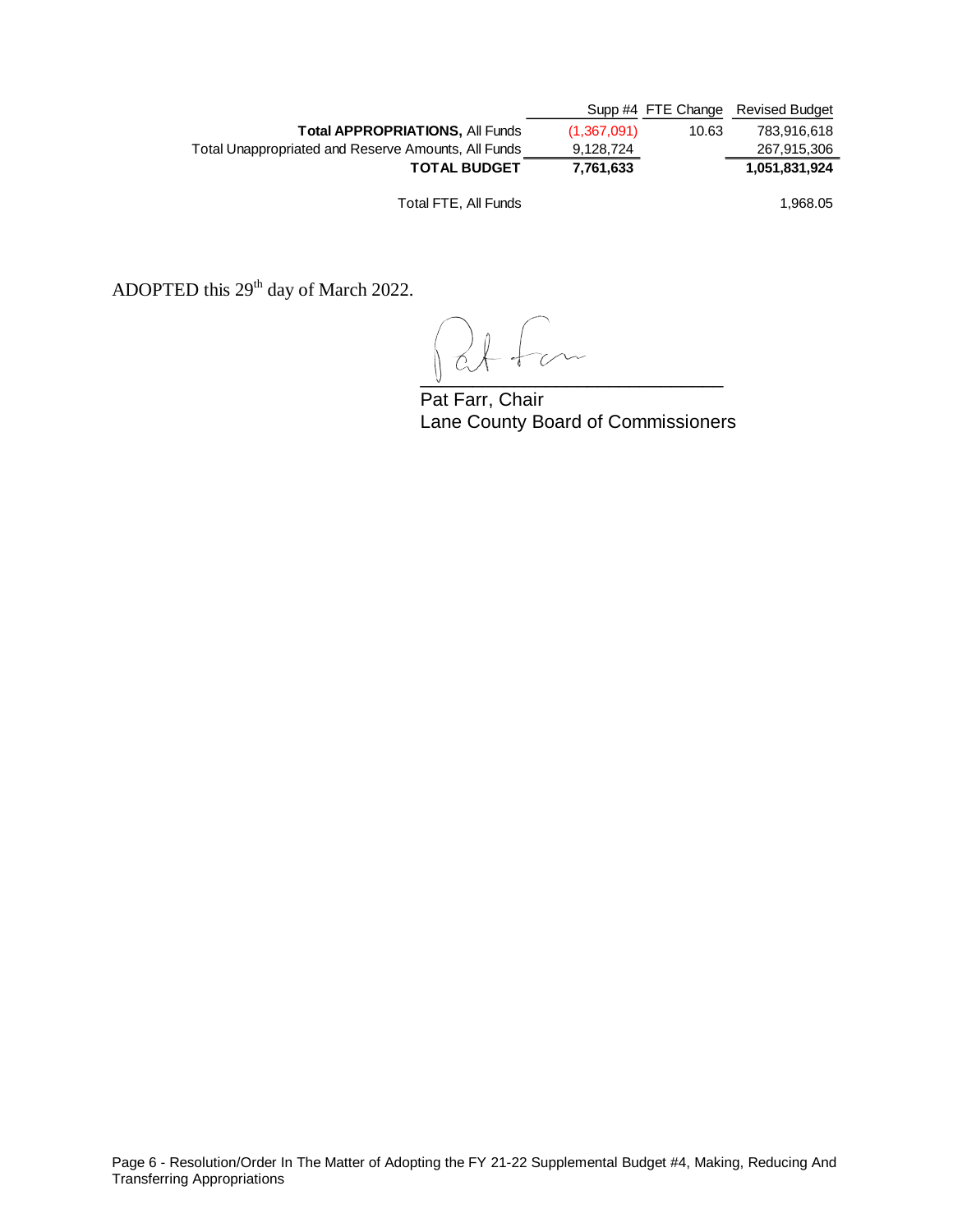| | Supp #4 | FTE Change | Revised Budget |
|---|---|---|---|
| **Total APPROPRIATIONS,** All Funds | (1,367,091) | 10.63 | 783,916,618 |
| Total Unappropriated and Reserve Amounts, All Funds | 9,128,724 | | 267,915,306 |
| **TOTAL BUDGET** | **7,761,633** | | **1,051,831,924** |
| Total FTE, All Funds | | | 1,968.05 |

ADOPTED this 29th day of March 2022.

Pat Farr, Chair
Lane County Board of Commissioners